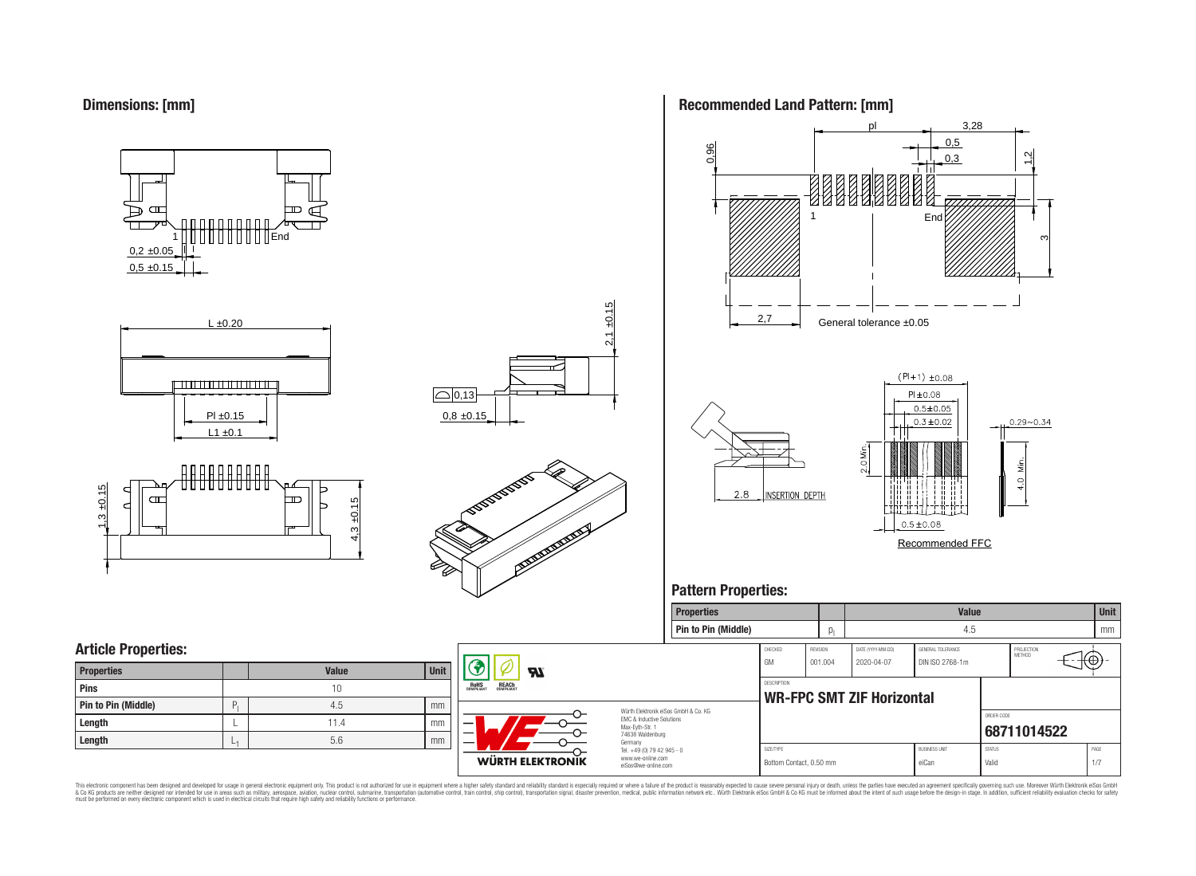## Dimensions: [mm]

1 End
0,2 ±0.05
0,5 ±0.15
L ±0.20
Pl ±0.15
L1 ±0.1
2,1 ±0.15
0,13
0,8 ±0.15
1,3 ±0.15
4,3 ±0.15

## Recommended Land Pattern: [mm]

pl 3,28 0,5 0,3 1,2 0,96 1 End 3 2,7
General tolerance ±0.05

2.8 INSERTION DEPTH

(Pl+1) ±0.08
Pl ±0.08
0.5±0.05
0.3±0.02
0.29~0.34
2.0 Min.
4.0 Min.
0.5±0.08
Recommended FFC

## Pattern Properties:

| Properties | | Value | Unit |
|---|---|---|---|
| Pin to Pin (Middle) | $p_l$ | 4.5 | mm |

## Article Properties:

| Properties | | Value | Unit |
|---|---|---|---|
| Pins | | 10 | |
| Pin to Pin (Middle) | $P_l$ | 4.5 | mm |
| Length | L | 11.4 | mm |
| Length | $L_1$ | 5.6 | mm |

| CHECKED | REVISION | DATE (YYYY-MM-DD) | GENERAL TOLERANCE | PROJECTION METHOD |
|---|---|---|---|---|
| GM | 001.004 | 2020-04-07 | DIN ISO 2768-1m | |

DESCRIPTION
**WR-FPC SMT ZIF Horizontal**

ORDER CODE
**68711014522**

| SIZE/TYPE | BUSINESS UNIT | STATUS | PAGE |
|---|---|---|---|
| Bottom Contact, 0.50 mm | eiCan | Valid | 1/7 |

Würth Elektronik eiSos GmbH & Co. KG
EMC & Inductive Solutions
Max-Eyth-Str. 1
74638 Waldenburg
Germany
Tel. +49 (0) 79 42 945 - 0
www.we-online.com
eiSos@we-online.com

This electronic component has been designed and developed for usage in general electronic equipment only. This product is not authorized for use in equipment where a higher safety standard and reliability standard is especially required or where a failure of the product is reasonably expected to cause severe personal injury or death, unless the parties have executed an agreement specifically governing such use. Moreover Würth Elektronik eiSos GmbH & Co KG products are neither designed nor intended for use in areas such as military, aerospace, aviation, nuclear control, submarine, transportation (automotive control, train control, ship control), transportation signal, disaster prevention, medical, public information network etc.. Würth Elektronik eiSos GmbH & Co KG must be informed about the intent of such usage before the design-in stage. In addition, sufficient reliability evaluation checks for safety must be performed on every electronic component which is used in electrical circuits that require high safety and reliability functions or performance.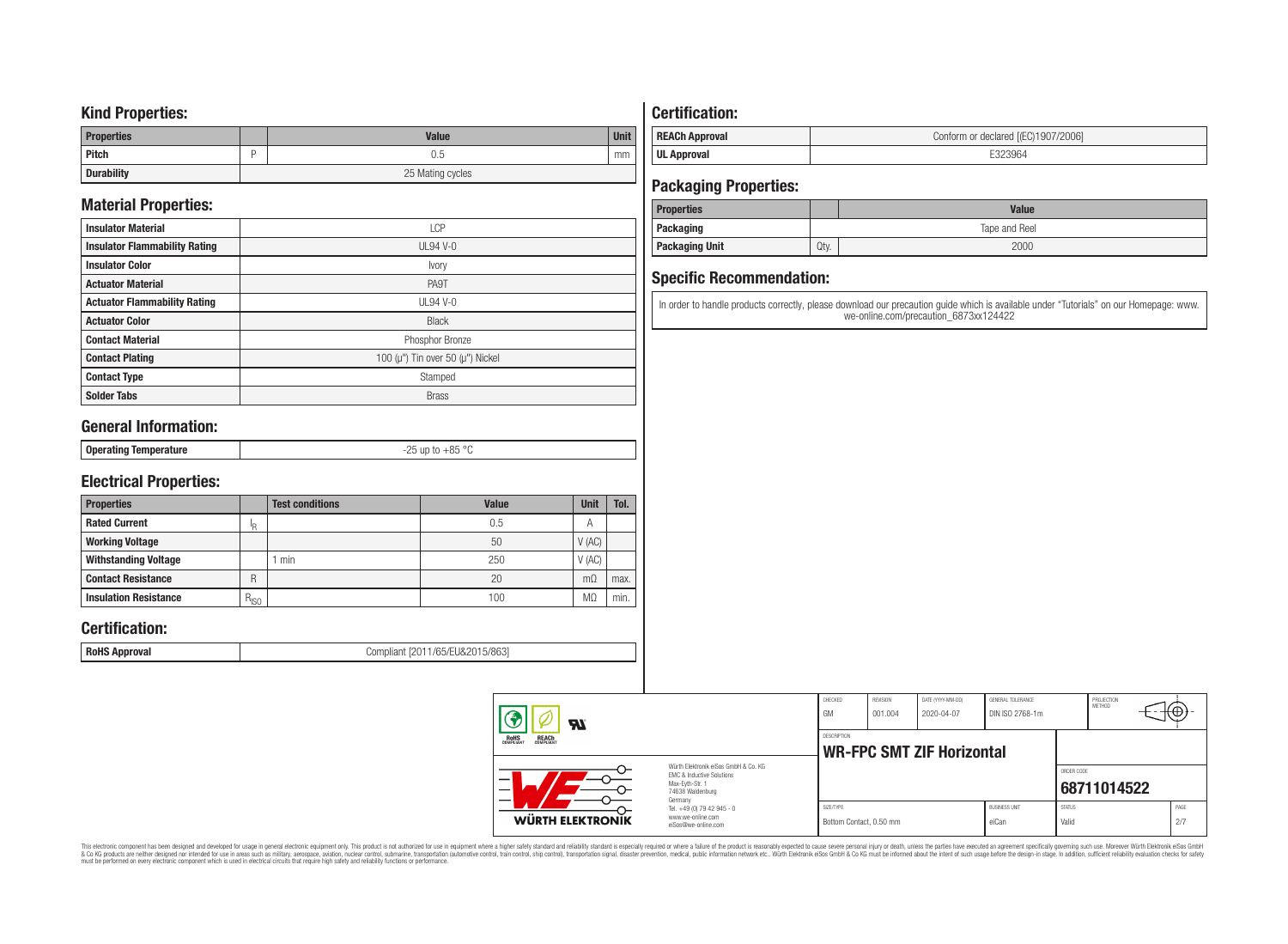## Kind Properties:

| Properties | | Value | Unit |
|---|---|---|---|
| Pitch | P | 0.5 | mm |
| Durability | | 25 Mating cycles | |

## Material Properties:

| | |
|---|---|
| Insulator Material | LCP |
| Insulator Flammability Rating | UL94 V-0 |
| Insulator Color | Ivory |
| Actuator Material | PA9T |
| Actuator Flammability Rating | UL94 V-0 |
| Actuator Color | Black |
| Contact Material | Phosphor Bronze |
| Contact Plating | 100 (µ") Tin over 50 (µ") Nickel |
| Contact Type | Stamped |
| Solder Tabs | Brass |

## General Information:

| | |
|---|---|
| Operating Temperature | -25 up to +85 °C |

## Electrical Properties:

| Properties | | Test conditions | Value | Unit | Tol. |
|---|---|---|---|---|---|
| Rated Current | $I_R$ | | 0.5 | A | |
| Working Voltage | | | 50 | V (AC) | |
| Withstanding Voltage | | 1 min | 250 | V (AC) | |
| Contact Resistance | R | | 20 | mΩ | max. |
| Insulation Resistance | $R_{ISO}$ | | 100 | MΩ | min. |

## Certification:

| | |
|---|---|
| RoHS Approval | Compliant [2011/65/EU&2015/863] |

## Certification:

| | |
|---|---|
| REACh Approval | Conform or declared [(EC)1907/2006] |
| UL Approval | E323964 |

## Packaging Properties:

| Properties | | Value |
|---|---|---|
| Packaging | | Tape and Reel |
| Packaging Unit | Qty. | 2000 |

## Specific Recommendation:

In order to handle products correctly, please download our precaution guide which is available under "Tutorials" on our Homepage: www.we-online.com/precaution_6873xx124422

| CHECKED | REVISION | DATE (YYYY-MM-DD) | GENERAL TOLERANCE | PROJECTION METHOD |
|---|---|---|---|---|
| GM | 001.004 | 2020-04-07 | DIN ISO 2768-1m | |

Würth Elektronik eiSos GmbH & Co. KG
EMC & Inductive Solutions
Max-Eyth-Str. 1
74638 Waldenburg
Germany
Tel. +49 (0) 79 42 945 - 0
www.we-online.com
eiSos@we-online.com

DESCRIPTION: **WR-FPC SMT ZIF Horizontal**

ORDER CODE: **68711014522**

| SIZE/TYPE | BUSINESS UNIT | STATUS | PAGE |
|---|---|---|---|
| Bottom Contact, 0.50 mm | eiCan | Valid | 2/7 |

This electronic component has been designed and developed for usage in general electronic equipment only. This product is not authorized for use in equipment where a higher safety standard and reliability standard is especially required or where a failure of the product is reasonably expected to cause severe personal injury or death, unless the parties have executed an agreement specifically governing such use. Moreover Würth Elektronik eiSos GmbH & Co KG products are neither designed nor intended for use in areas such as military, aerospace, aviation, nuclear control, submarine, transportation (automotive control, train control, ship control), transportation signal, disaster prevention, medical, public information network etc.. Würth Elektronik eiSos GmbH & Co KG must be informed about the intent of such usage before the design-in stage. In addition, sufficient reliability evaluation checks for safety must be performed on every electronic component which is used in electrical circuits that require high safety and reliability functions or performance.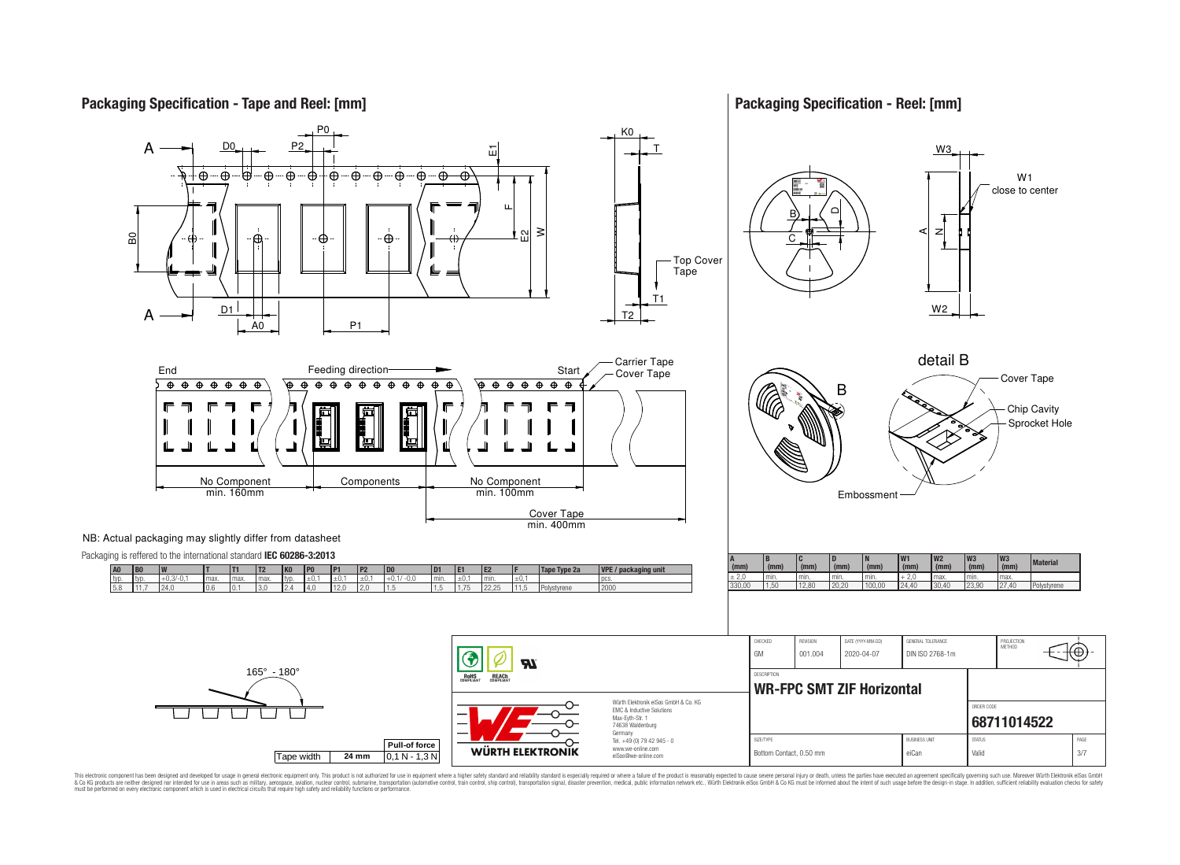## Packaging Specification - Tape and Reel: [mm]

NB: Actual packaging may slightly differ from datasheet

Packaging is reffered to the international standard **IEC 60286-3:2013**

| A0 | B0 | W | T | T1 | T2 | K0 | P0 | P1 | P2 | D0 | D1 | E1 | E2 | F | Tape Type 2a | VPE / packaging unit |
|---|---|---|---|---|---|---|---|---|---|---|---|---|---|---|---|---|
| typ. | typ. | +0,3/-0,1 | max. | max. | max. | typ. | ±0,1 | ±0,1 | ±0,1 | +0,1/ -0,0 | min. | ±0,1 | min. | ±0,1 | | pcs. |
| 5.8 | 11,7 | 24,0 | 0.6 | 0.1 | 3,0 | 2.4 | 4,0 | 12,0 | 2,0 | 1.5 | 1,5 | 1,75 | 22,25 | 11,5 | Polystyrene | 2000 |

No Component min. 160mm — Components — No Component min. 100mm

Cover Tape min. 400mm

| Tape width | Pull-of force |
|---|---|
| 24 mm | 0,1 N - 1,3 N |

## Packaging Specification - Reel: [mm]

| A (mm) | B (mm) | C (mm) | D (mm) | N (mm) | W1 (mm) | W2 (mm) | W3 (mm) | W3 (mm) | Material |
|---|---|---|---|---|---|---|---|---|---|
| ± 2,0 | min. | min. | min. | min. | + 2,0 | max. | min. | max. | |
| 330,00 | 1,50 | 12,80 | 20,20 | 100,00 | 24,40 | 30,40 | 23,90 | 27,40 | Polystyrene |

| CHECKED | REVISION | DATE (YYYY-MM-DD) | GENERAL TOLERANCE | PROJECTION METHOD |
|---|---|---|---|---|
| GM | 001.004 | 2020-04-07 | DIN ISO 2768-1m | |

DESCRIPTION: **WR-FPC SMT ZIF Horizontal**

ORDER CODE: **68711014522**

| SIZE/TYPE | BUSINESS UNIT | STATUS | PAGE |
|---|---|---|---|
| Bottom Contact, 0.50 mm | eiCan | Valid | 3/7 |

Würth Elektronik eiSos GmbH & Co. KG
EMC & Inductive Solutions
Max-Eyth-Str. 1
74638 Waldenburg
Germany
Tel. +49 (0) 79 42 945 - 0
www.we-online.com
eiSos@we-online.com

This electronic component has been designed and developed for usage in general electronic equipment only. This product is not authorized for use in equipment where a higher safety standard and reliability standard is especially required or where a failure of the product is reasonably expected to cause severe personal injury or death, unless the parties have executed an agreement specifically governing such use. Moreover Würth Elektronik eiSos GmbH & Co KG products are neither designed nor intended for use in areas such as military, aerospace, aviation, nuclear control, submarine, transportation (automotive control, train control, ship control), transportation signal, disaster prevention, medical, public information network etc.. Würth Elektronik eiSos GmbH & Co KG must be informed about the intent of such usage before the design-in stage. In addition, sufficient reliability evaluation checks for safety must be performed on every electronic component which is used in electrical circuits that require high safety and reliability functions or performance.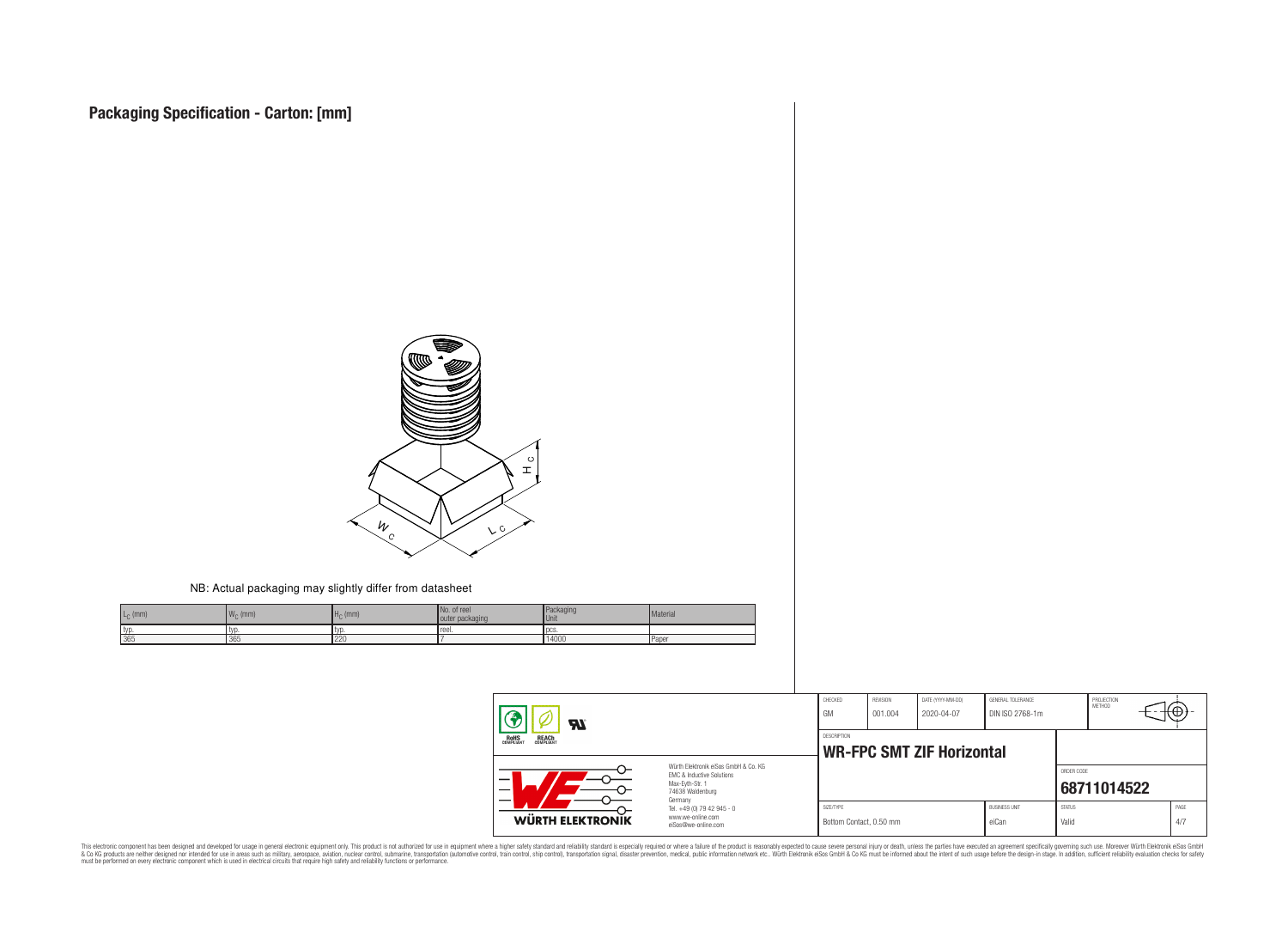# Packaging Specification - Carton: [mm]

NB: Actual packaging may slightly differ from datasheet

| $L_C$ (mm) | $W_C$ (mm) | $H_C$ (mm) | No. of reel outer packaging | Packaging Unit | Material |
|---|---|---|---|---|---|
| typ. | typ. | typ. | reel. | pcs. | |
| 365 | 365 | 220 | 7 | 14000 | Paper |

| CHECKED | REVISION | DATE (YYYY-MM-DD) | GENERAL TOLERANCE | PROJECTION METHOD |
|---|---|---|---|---|
| GM | 001.004 | 2020-04-07 | DIN ISO 2768-1m | |

DESCRIPTION
**WR-FPC SMT ZIF Horizontal**

Würth Elektronik eiSos GmbH & Co. KG
EMC & Inductive Solutions
Max-Eyth-Str. 1
74638 Waldenburg
Germany
Tel. +49 (0) 79 42 945 - 0
www.we-online.com
eiSos@we-online.com

ORDER CODE: **68711014522**

| SIZE/TYPE | BUSINESS UNIT | STATUS | PAGE |
|---|---|---|---|
| Bottom Contact, 0.50 mm | eiCan | Valid | 4/7 |

This electronic component has been designed and developed for usage in general electronic equipment only. This product is not authorized for use in equipment where a higher safety standard and reliability standard is especially required or where a failure of the product is reasonably expected to cause severe personal injury or death, unless the parties have executed an agreement specifically governing such use. Moreover Würth Elektronik eiSos GmbH & Co KG products are neither designed nor intended for use in areas such as military, aerospace, aviation, nuclear control, submarine, transportation (automotive control, train control, ship control), transportation signal, disaster prevention, medical, public information network etc.. Würth Elektronik eiSos GmbH & Co KG must be informed about the intent of such usage before the design-in stage. In addition, sufficient reliability evaluation checks for safety must be performed on every electronic component which is used in electrical circuits that require high safety and reliability functions or performance.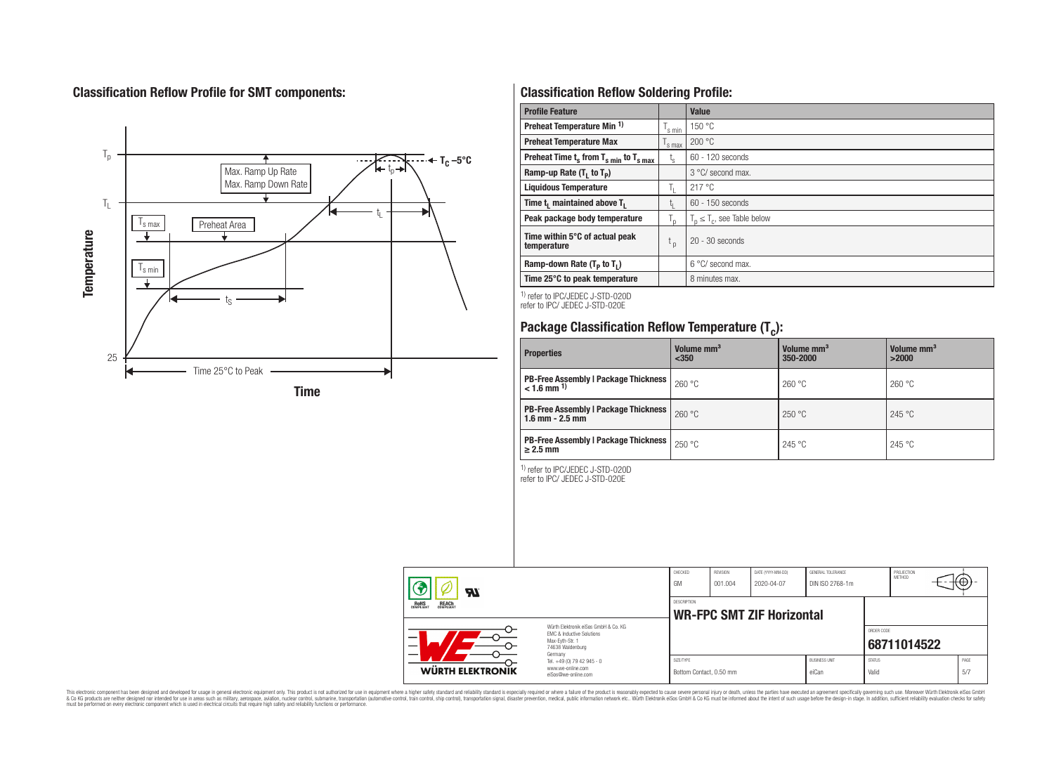## Classification Reflow Profile for SMT components:

## Classification Reflow Soldering Profile:

| Profile Feature | | Value |
|---|---|---|
| Preheat Temperature Min [1] | $T_{s\,min}$ | 150 °C |
| Preheat Temperature Max | $T_{s\,max}$ | 200 °C |
| Preheat Time $t_s$ from $T_{s\,min}$ to $T_{s\,max}$ | $t_s$ | 60 - 120 seconds |
| Ramp-up Rate ($T_L$ to $T_P$) | | 3 °C/ second max. |
| Liquidous Temperature | $T_L$ | 217 °C |
| Time $t_L$ maintained above $T_L$ | $t_L$ | 60 - 150 seconds |
| Peak package body temperature | $T_p$ | $T_p \leq T_c$, see Table below |
| Time within 5°C of actual peak temperature | $t_p$ | 20 - 30 seconds |
| Ramp-down Rate ($T_P$ to $T_L$) | | 6 °C/ second max. |
| Time 25°C to peak temperature | | 8 minutes max. |

[1] refer to IPC/JEDEC J-STD-020D
refer to IPC/ JEDEC J-STD-020E

## Package Classification Reflow Temperature ($T_C$):

| Properties | Volume mm³ <350 | Volume mm³ 350-2000 | Volume mm³ >2000 |
|---|---|---|---|
| PB-Free Assembly \| Package Thickness < 1.6 mm [1] | 260 °C | 260 °C | 260 °C |
| PB-Free Assembly \| Package Thickness 1.6 mm - 2.5 mm | 260 °C | 250 °C | 245 °C |
| PB-Free Assembly \| Package Thickness ≥ 2.5 mm | 250 °C | 245 °C | 245 °C |

[1] refer to IPC/JEDEC J-STD-020D
refer to IPC/ JEDEC J-STD-020E

| CHECKED | REVISION | DATE (YYYY-MM-DD) | GENERAL TOLERANCE | PROJECTION METHOD |
|---|---|---|---|---|
| GM | 001.004 | 2020-04-07 | DIN ISO 2768-1m | |

DESCRIPTION: **WR-FPC SMT ZIF Horizontal**

ORDER CODE: **68711014522**

| SIZE/TYPE | BUSINESS UNIT | STATUS | PAGE |
|---|---|---|---|
| Bottom Contact, 0.50 mm | eiCan | Valid | 5/7 |

Würth Elektronik eiSos GmbH & Co. KG
EMC & Inductive Solutions
Max-Eyth-Str. 1
74638 Waldenburg
Germany
Tel. +49 (0) 79 42 945 - 0
www.we-online.com
eiSos@we-online.com

This electronic component has been designed and developed for usage in general electronic equipment only. This product is not authorized for use in equipment where a higher safety standard and reliability standard is especially required or where a failure of the product is reasonably expected to cause severe personal injury or death, unless the parties have executed an agreement specifically governing such use. Moreover Würth Elektronik eiSos GmbH & Co KG products are neither designed nor intended for use in areas such as military, aerospace, aviation, nuclear control, submarine, transportation (automotive control, train control, ship control), transportation signal, disaster prevention, medical, public information network etc.. Würth Elektronik eiSos GmbH & Co KG must be informed about the intent of such usage before the design-in stage. In addition, sufficient reliability evaluation checks for safety must be performed on every electronic component which is used in electrical circuits that require high safety and reliability functions or performance.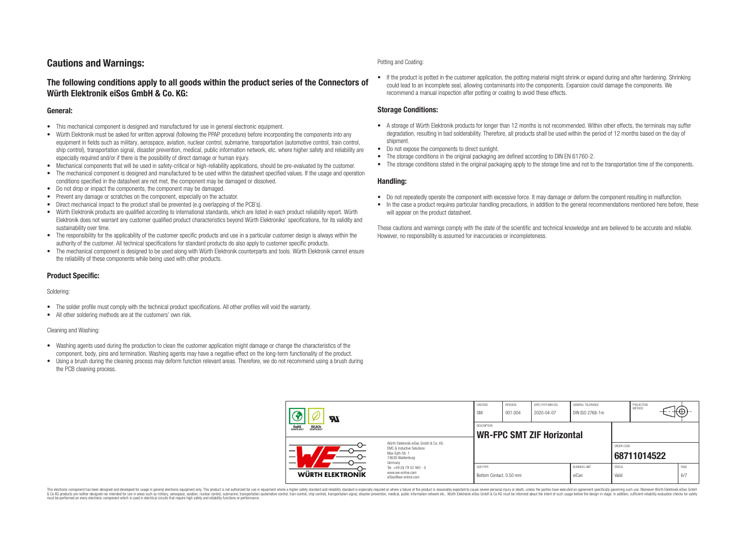# Cautions and Warnings:

## The following conditions apply to all goods within the product series of the Connectors of Würth Elektronik eiSos GmbH & Co. KG:

### General:

- This mechanical component is designed and manufactured for use in general electronic equipment.
- Würth Elektronik must be asked for written approval (following the PPAP procedure) before incorporating the components into any equipment in fields such as military, aerospace, aviation, nuclear control, submarine, transportation (automotive control, train control, ship control), transportation signal, disaster prevention, medical, public information network, etc. where higher safety and reliability are especially required and/or if there is the possibility of direct damage or human injury.
- Mechanical components that will be used in safety-critical or high-reliability applications, should be pre-evaluated by the customer.
- The mechanical component is designed and manufactured to be used within the datasheet specified values. If the usage and operation conditions specified in the datasheet are not met, the component may be damaged or dissolved.
- Do not drop or impact the components, the component may be damaged.
- Prevent any damage or scratches on the component, especially on the actuator.
- Direct mechanical impact to the product shall be prevented (e.g overlapping of the PCB´s).
- Würth Elektronik products are qualified according to international standards, which are listed in each product reliability report. Würth Elektronik does not warrant any customer qualified product characteristics beyond Würth Elektroniks' specifications, for its validity and sustainability over time.
- The responsibility for the applicability of the customer specific products and use in a particular customer design is always within the authority of the customer. All technical specifications for standard products do also apply to customer specific products.
- The mechanical component is designed to be used along with Würth Elektronik counterparts and tools. Würth Elektronik cannot ensure the reliability of these components while being used with other products.

### Product Specific:

Soldering:

- The solder profile must comply with the technical product specifications. All other profiles will void the warranty.
- All other soldering methods are at the customers' own risk.

Cleaning and Washing:

- Washing agents used during the production to clean the customer application might damage or change the characteristics of the component, body, pins and termination. Washing agents may have a negative effect on the long-term functionality of the product.
- Using a brush during the cleaning process may deform function relevant areas. Therefore, we do not recommend using a brush during the PCB cleaning process.

Potting and Coating:

- If the product is potted in the customer application, the potting material might shrink or expand during and after hardening. Shrinking could lead to an incomplete seal, allowing contaminants into the components. Expansion could damage the components. We recommend a manual inspection after potting or coating to avoid these effects.

### Storage Conditions:

- A storage of Würth Elektronik products for longer than 12 months is not recommended. Within other effects, the terminals may suffer degradation, resulting in bad solderability. Therefore, all products shall be used within the period of 12 months based on the day of shipment.
- Do not expose the components to direct sunlight.
- The storage conditions in the original packaging are defined according to DIN EN 61760-2.
- The storage conditions stated in the original packaging apply to the storage time and not to the transportation time of the components.

### Handling:

- Do not repeatedly operate the component with excessive force. It may damage or deform the component resulting in malfunction.
- In the case a product requires particular handling precautions, in addition to the general recommendations mentioned here before, these will appear on the product datasheet.

These cautions and warnings comply with the state of the scientific and technical knowledge and are believed to be accurate and reliable. However, no responsibility is assumed for inaccuracies or incompleteness.

| CHECKED | REVISION | DATE (YYYY-MM-DD) | GENERAL TOLERANCE | PROJECTION METHOD |
|---|---|---|---|---|
| GM | 001.004 | 2020-04-07 | DIN ISO 2768-1m | |

DESCRIPTION: **WR-FPC SMT ZIF Horizontal**

ORDER CODE: **68711014522**

| SIZE/TYPE | BUSINESS UNIT | STATUS | PAGE |
|---|---|---|---|
| Bottom Contact, 0.50 mm | eiCan | Valid | 6/7 |

Würth Elektronik eiSos GmbH & Co. KG
EMC & Inductive Solutions
Max-Eyth-Str. 1
74638 Waldenburg
Germany
Tel. +49 (0) 79 42 945 - 0
www.we-online.com
eiSos@we-online.com

This electronic component has been designed and developed for usage in general electronic equipment only. This product is not authorized for use in equipment where a higher safety standard and reliability standard is especially required or where a failure of the product is reasonably expected to cause severe personal injury or death, unless the parties have executed an agreement specifically governing such use. Moreover Würth Elektronik eiSos GmbH & Co KG products are neither designed nor intended for use in areas such as military, aerospace, aviation, nuclear control, submarine, transportation (automotive control, train control, ship control), transportation signal, disaster prevention, medical, public information network etc.. Würth Elektronik eiSos GmbH & Co KG must be informed about the intent of such usage before the design-in stage. In addition, sufficient reliability evaluation checks for safety must be performed on every electronic component which is used in electrical circuits that require high safety and reliability functions or performance.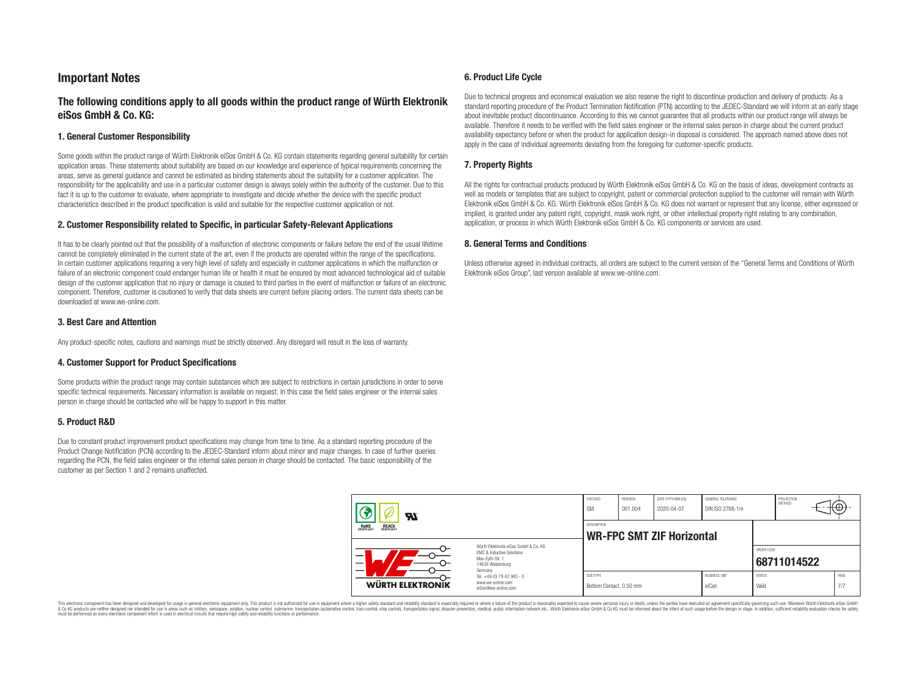# Important Notes

## The following conditions apply to all goods within the product range of Würth Elektronik eiSos GmbH & Co. KG:

### 1. General Customer Responsibility

Some goods within the product range of Würth Elektronik eiSos GmbH & Co. KG contain statements regarding general suitability for certain application areas. These statements about suitability are based on our knowledge and experience of typical requirements concerning the areas, serve as general guidance and cannot be estimated as binding statements about the suitability for a customer application. The responsibility for the applicability and use in a particular customer design is always solely within the authority of the customer. Due to this fact it is up to the customer to evaluate, where appropriate to investigate and decide whether the device with the specific product characteristics described in the product specification is valid and suitable for the respective customer application or not.

### 2. Customer Responsibility related to Specific, in particular Safety-Relevant Applications

It has to be clearly pointed out that the possibility of a malfunction of electronic components or failure before the end of the usual lifetime cannot be completely eliminated in the current state of the art, even if the products are operated within the range of the specifications. In certain customer applications requiring a very high level of safety and especially in customer applications in which the malfunction or failure of an electronic component could endanger human life or health it must be ensured by most advanced technological aid of suitable design of the customer application that no injury or damage is caused to third parties in the event of malfunction or failure of an electronic component. Therefore, customer is cautioned to verify that data sheets are current before placing orders. The current data sheets can be downloaded at www.we-online.com.

### 3. Best Care and Attention

Any product-specific notes, cautions and warnings must be strictly observed. Any disregard will result in the loss of warranty.

### 4. Customer Support for Product Specifications

Some products within the product range may contain substances which are subject to restrictions in certain jurisdictions in order to serve specific technical requirements. Necessary information is available on request. In this case the field sales engineer or the internal sales person in charge should be contacted who will be happy to support in this matter.

### 5. Product R&D

Due to constant product improvement product specifications may change from time to time. As a standard reporting procedure of the Product Change Notification (PCN) according to the JEDEC-Standard inform about minor and major changes. In case of further queries regarding the PCN, the field sales engineer or the internal sales person in charge should be contacted. The basic responsibility of the customer as per Section 1 and 2 remains unaffected.

### 6. Product Life Cycle

Due to technical progress and economical evaluation we also reserve the right to discontinue production and delivery of products. As a standard reporting procedure of the Product Termination Notification (PTN) according to the JEDEC-Standard we will inform at an early stage about inevitable product discontinuance. According to this we cannot guarantee that all products within our product range will always be available. Therefore it needs to be verified with the field sales engineer or the internal sales person in charge about the current product availability expectancy before or when the product for application design-in disposal is considered. The approach named above does not apply in the case of individual agreements deviating from the foregoing for customer-specific products.

### 7. Property Rights

All the rights for contractual products produced by Würth Elektronik eiSos GmbH & Co. KG on the basis of ideas, development contracts as well as models or templates that are subject to copyright, patent or commercial protection supplied to the customer will remain with Würth Elektronik eiSos GmbH & Co. KG. Würth Elektronik eiSos GmbH & Co. KG does not warrant or represent that any license, either expressed or implied, is granted under any patent right, copyright, mask work right, or other intellectual property right relating to any combination, application, or process in which Würth Elektronik eiSos GmbH & Co. KG components or services are used.

### 8. General Terms and Conditions

Unless otherwise agreed in individual contracts, all orders are subject to the current version of the "General Terms and Conditions of Würth Elektronik eiSos Group", last version available at www.we-online.com.

| | | | | | | |
|---|---|---|---|---|---|---|
| CHECKED: GM | REVISION: 001.004 | DATE (YYYY-MM-DD): 2020-04-07 | GENERAL TOLERANCE: DIN ISO 2768-1m | PROJECTION METHOD | | |
| DESCRIPTION: **WR-FPC SMT ZIF Horizontal** | | | | | | |
| Würth Elektronik eiSos GmbH & Co. KG, EMC & Inductive Solutions, Max-Eyth-Str. 1, 74638 Waldenburg, Germany, Tel. +49 (0) 79 42 945 - 0, www.we-online.com, eiSos@we-online.com | | | | ORDER CODE: **68711014522** | | |
| SIZE/TYPE: Bottom Contact, 0.50 mm | | | BUSINESS UNIT: eiCan | STATUS: Valid | PAGE: 7/7 | |

This electronic component has been designed and developed for usage in general electronic equipment only. This product is not authorized for use in equipment where a higher safety standard and reliability standard is especially required or where a failure of the product is reasonably expected to cause severe personal injury or death, unless the parties have executed an agreement specifically governing such use. Moreover Würth Elektronik eiSos GmbH & Co KG products are neither designed nor intended for use in areas such as military, aerospace, aviation, nuclear control, submarine, transportation (automotive control, train control, ship control), transportation signal, disaster prevention, medical, public information network etc.. Würth Elektronik eiSos GmbH & Co KG must be informed about the intent of such usage before the design-in stage. In addition, sufficient reliability evaluation checks for safety must be performed on every electronic component which is used in electrical circuits that require high safety and reliability functions or performance.